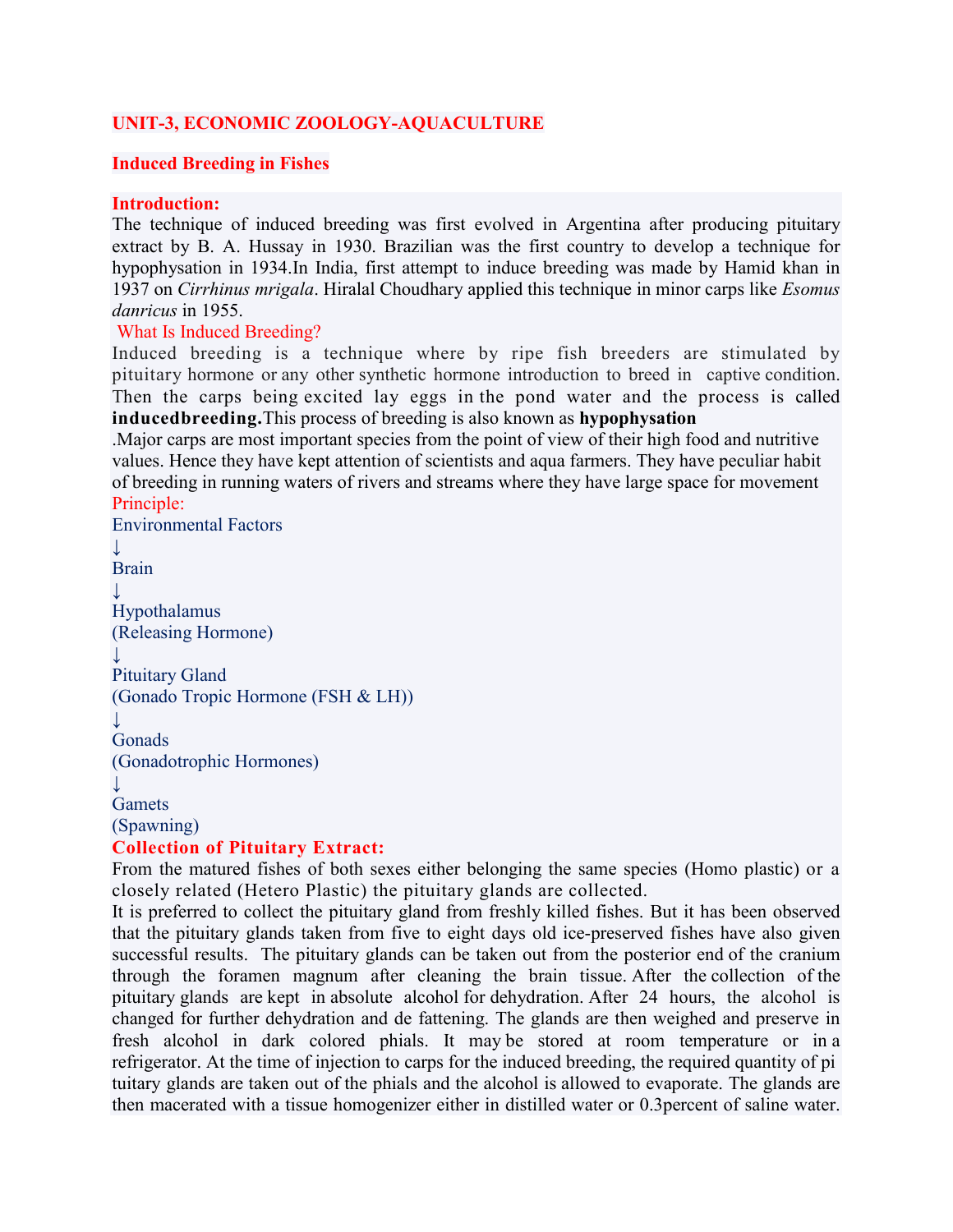## UNIT-3, ECONOMIC ZOOLOGY-AQUACULTURE

### Induced Breeding in Fishes

**Introduction:**

The technique of induced breeding was first evolved in Argentina after producing pituitary extract by B. A. Hussay in 1930. Brazilian was the first country to develop a technique for hypophysation in 1934.In India, first attempt to induce breeding was made by Hamid khan in 1937 on *Cirrhinus mrigala*. Hiralal Choudhary applied this technique in minor carps like *Esomus danricus* in 1955.

What Is Induced Breeding?

Induced breeding is a technique where by ripe fish breeders are stimulated by pituitary hormone or any other synthetic hormone introduction to breed in captive condition. Then the carps being excited lay eggs in the pond water and the process is called **inducedbreeding.**This process of breeding is also known as **hypophysation**

.Major carps are most important species from the point of view of their high food and nutritive values. Hence they have kept attention of scientists and aqua farmers. They have peculiar habit of breeding in running waters of rivers and streams where they have large space for movement

Principle:

Environmental Factors
↓
Brain
↓
Hypothalamus
(Releasing Hormone)
↓
Pituitary Gland
(Gonado Tropic Hormone (FSH & LH))
↓
Gonads
(Gonadotrophic Hormones)
↓
Gamets
(Spawning)

**Collection of Pituitary Extract:**

From the matured fishes of both sexes either belonging the same species (Homo plastic) or a closely related (Hetero Plastic) the pituitary glands are collected.

It is preferred to collect the pituitary gland from freshly killed fishes. But it has been observed that the pituitary glands taken from five to eight days old ice-preserved fishes have also given successful results. The pituitary glands can be taken out from the posterior end of the cranium through the foramen magnum after cleaning the brain tissue. After the collection of the pituitary glands are kept in absolute alcohol for dehydration. After 24 hours, the alcohol is changed for further dehydration and de fattening. The glands are then weighed and preserve in fresh alcohol in dark colored phials. It may be stored at room temperature or in a refrigerator. At the time of injection to carps for the induced breeding, the required quantity of pi tuitary glands are taken out of the phials and the alcohol is allowed to evaporate. The glands are then macerated with a tissue homogenizer either in distilled water or 0.3percent of saline water.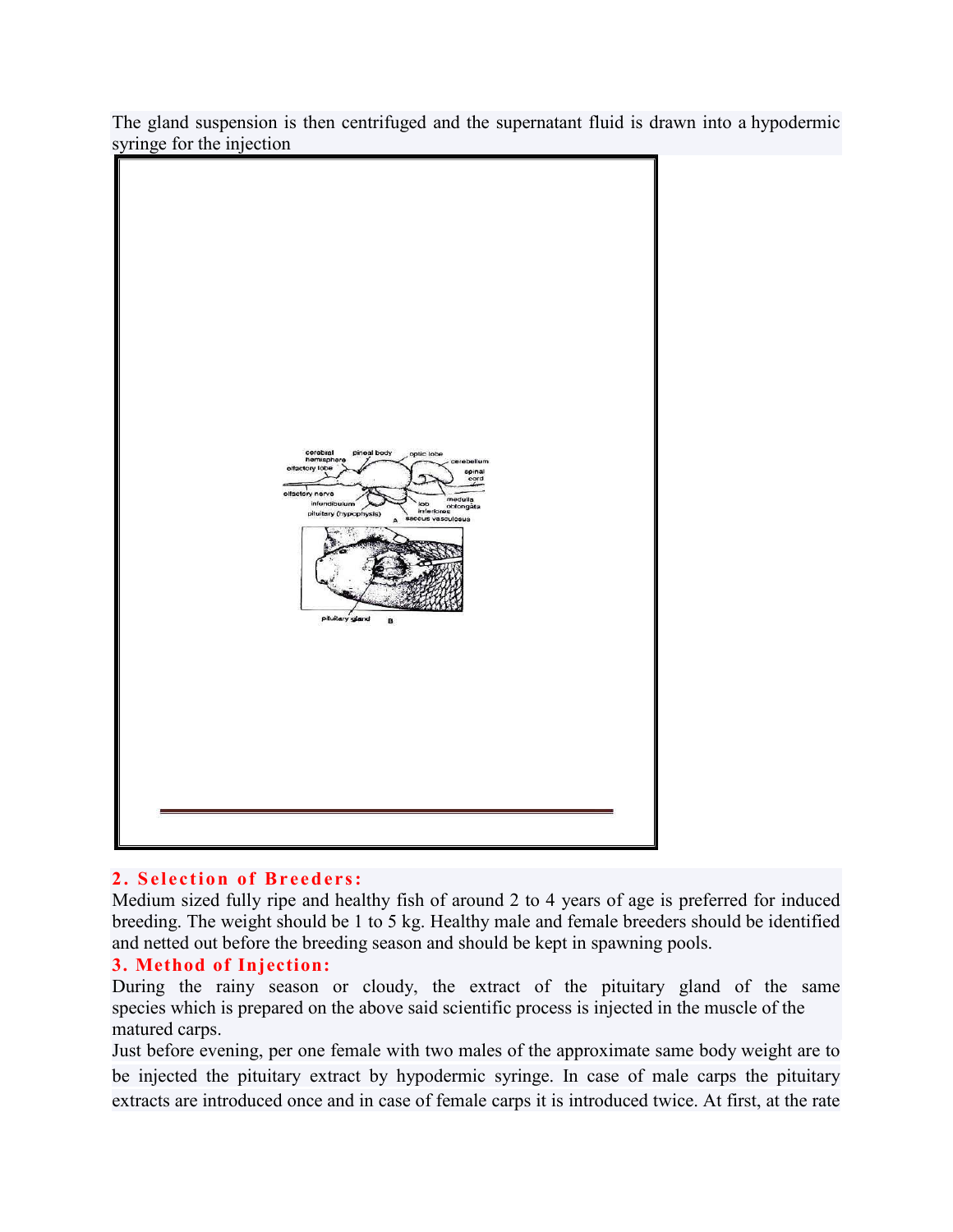The gland suspension is then centrifuged and the supernatant fluid is drawn into a hypodermic syringe for the injection

### 2. Selection of Breeders:

Medium sized fully ripe and healthy fish of around 2 to 4 years of age is preferred for induced breeding. The weight should be 1 to 5 kg. Healthy male and female breeders should be identified and netted out before the breeding season and should be kept in spawning pools.

### 3. Method of Injection:

During the rainy season or cloudy, the extract of the pituitary gland of the same species which is prepared on the above said scientific process is injected in the muscle of the matured carps.

Just before evening, per one female with two males of the approximate same body weight are to be injected the pituitary extract by hypodermic syringe. In case of male carps the pituitary extracts are introduced once and in case of female carps it is introduced twice. At first, at the rate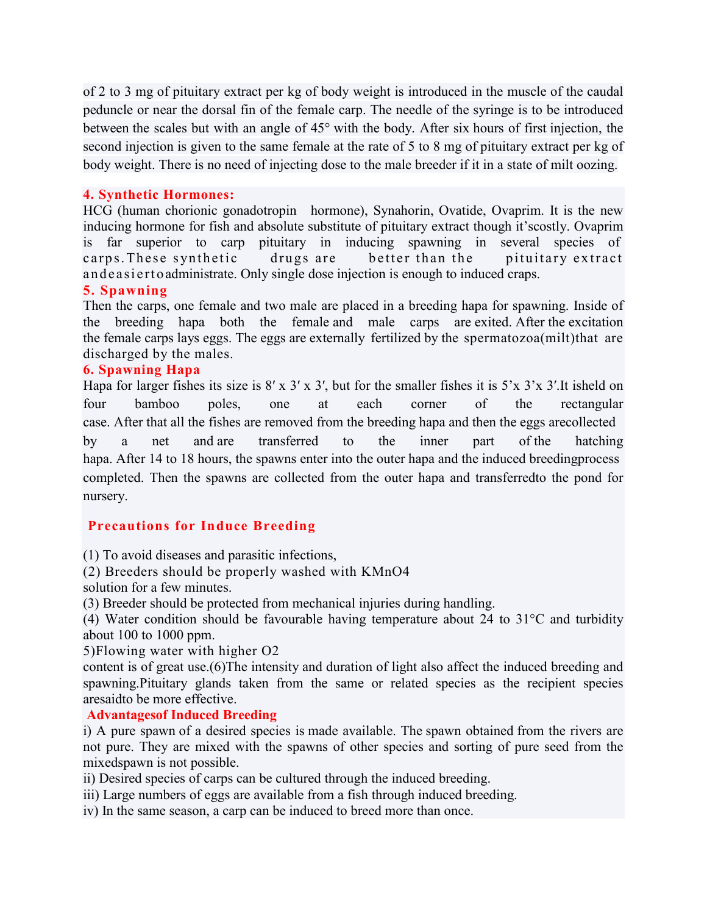of 2 to 3 mg of pituitary extract per kg of body weight is introduced in the muscle of the caudal peduncle or near the dorsal fin of the female carp. The needle of the syringe is to be introduced between the scales but with an angle of 45° with the body. After six hours of first injection, the second injection is given to the same female at the rate of 5 to 8 mg of pituitary extract per kg of body weight. There is no need of injecting dose to the male breeder if it in a state of milt oozing.

### 4. Synthetic Hormones:

HCG (human chorionic gonadotropin hormone), Synahorin, Ovatide, Ovaprim. It is the new inducing hormone for fish and absolute substitute of pituitary extract though it'scostly. Ovaprim is far superior to carp pituitary in inducing spawning in several species of carps.These synthetic drugs are better than the pituitary extract andeasierto administrate. Only single dose injection is enough to induced craps.

### 5. Spawning

Then the carps, one female and two male are placed in a breeding hapa for spawning. Inside of the breeding hapa both the female and male carps are exited. After the excitation the female carps lays eggs. The eggs are externally fertilized by the spermatozoa(milt)that are discharged by the males.

### 6. Spawning Hapa

Hapa for larger fishes its size is 8′ x 3′ x 3′, but for the smaller fishes it is 5'x 3'x 3′.It isheld on four bamboo poles, one at each corner of the rectangular case. After that all the fishes are removed from the breeding hapa and then the eggs arecollected by a net and are transferred to the inner part of the hatching hapa. After 14 to 18 hours, the spawns enter into the outer hapa and the induced breedingprocess completed. Then the spawns are collected from the outer hapa and transferredto the pond for nursery.

## Precautions for Induce Breeding

(1) To avoid diseases and parasitic infections,
(2) Breeders should be properly washed with $KMnO_4$ solution for a few minutes.
(3) Breeder should be protected from mechanical injuries during handling.
(4) Water condition should be favourable having temperature about 24 to 31°C and turbidity about 100 to 1000 ppm.
5)Flowing water with higher $O_2$ content is of great use.(6)The intensity and duration of light also affect the induced breeding and spawning.Pituitary glands taken from the same or related species as the recipient species aresaidto be more effective.

## Advantagesof Induced Breeding

i) A pure spawn of a desired species is made available. The spawn obtained from the rivers are not pure. They are mixed with the spawns of other species and sorting of pure seed from the mixedspawn is not possible.
ii) Desired species of carps can be cultured through the induced breeding.
iii) Large numbers of eggs are available from a fish through induced breeding.
iv) In the same season, a carp can be induced to breed more than once.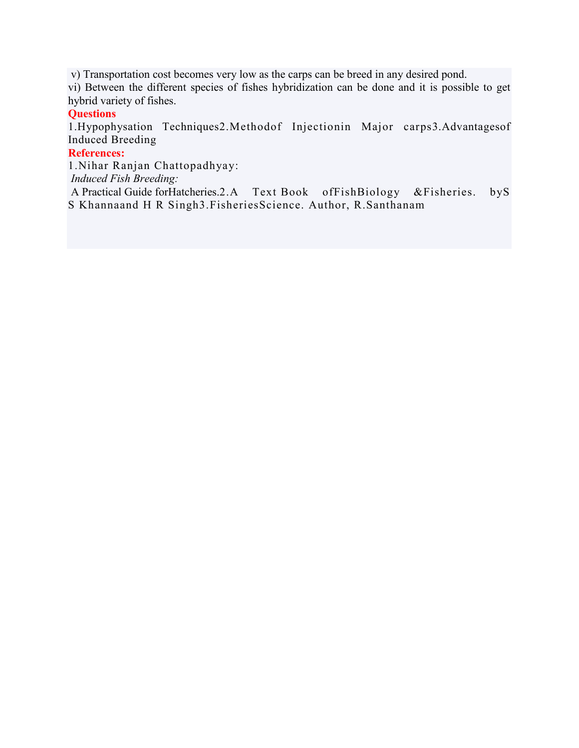v) Transportation cost becomes very low as the carps can be breed in any desired pond.

vi) Between the different species of fishes hybridization can be done and it is possible to get hybrid variety of fishes.

**Questions**

1. Hypophysation Techniques
2. Method of Injection in Major carps
3. Advantages of Induced Breeding

**References:**

1. Nihar Ranjan Chattopadhyay: *Induced Fish Breeding:* A Practical Guide for Hatcheries.
2. A Text Book of Fish Biology & Fisheries. by S S Khanna and H R Singh
3. Fisheries Science. Author, R. Santhanam